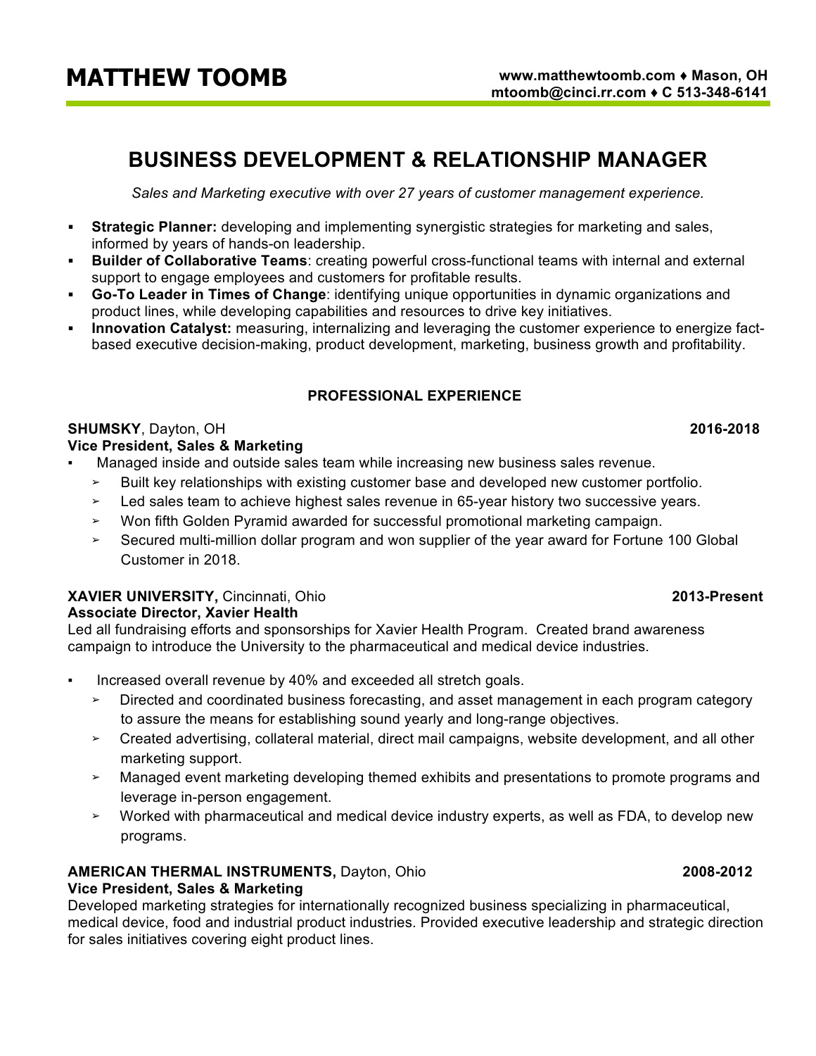# MATTHEW TOOMB

**www.matthewtoomb.com ♦ Mason, OH**
**mtoomb@cinci.rr.com ♦ C 513-348-6141**

## BUSINESS DEVELOPMENT & RELATIONSHIP MANAGER

*Sales and Marketing executive with over 27 years of customer management experience.*

- **Strategic Planner:** developing and implementing synergistic strategies for marketing and sales, informed by years of hands-on leadership.
- **Builder of Collaborative Teams**: creating powerful cross-functional teams with internal and external support to engage employees and customers for profitable results.
- **Go-To Leader in Times of Change**: identifying unique opportunities in dynamic organizations and product lines, while developing capabilities and resources to drive key initiatives.
- **Innovation Catalyst:** measuring, internalizing and leveraging the customer experience to energize fact-based executive decision-making, product development, marketing, business growth and profitability.

### PROFESSIONAL EXPERIENCE

**SHUMSKY**, Dayton, OH **2016-2018**
**Vice President, Sales & Marketing**

- Managed inside and outside sales team while increasing new business sales revenue.
  - Built key relationships with existing customer base and developed new customer portfolio.
  - Led sales team to achieve highest sales revenue in 65-year history two successive years.
  - Won fifth Golden Pyramid awarded for successful promotional marketing campaign.
  - Secured multi-million dollar program and won supplier of the year award for Fortune 100 Global Customer in 2018.

**XAVIER UNIVERSITY,** Cincinnati, Ohio **2013-Present**
**Associate Director, Xavier Health**
Led all fundraising efforts and sponsorships for Xavier Health Program. Created brand awareness campaign to introduce the University to the pharmaceutical and medical device industries.

- Increased overall revenue by 40% and exceeded all stretch goals.
  - Directed and coordinated business forecasting, and asset management in each program category to assure the means for establishing sound yearly and long-range objectives.
  - Created advertising, collateral material, direct mail campaigns, website development, and all other marketing support.
  - Managed event marketing developing themed exhibits and presentations to promote programs and leverage in-person engagement.
  - Worked with pharmaceutical and medical device industry experts, as well as FDA, to develop new programs.

**AMERICAN THERMAL INSTRUMENTS,** Dayton, Ohio **2008-2012**
**Vice President, Sales & Marketing**
Developed marketing strategies for internationally recognized business specializing in pharmaceutical, medical device, food and industrial product industries. Provided executive leadership and strategic direction for sales initiatives covering eight product lines.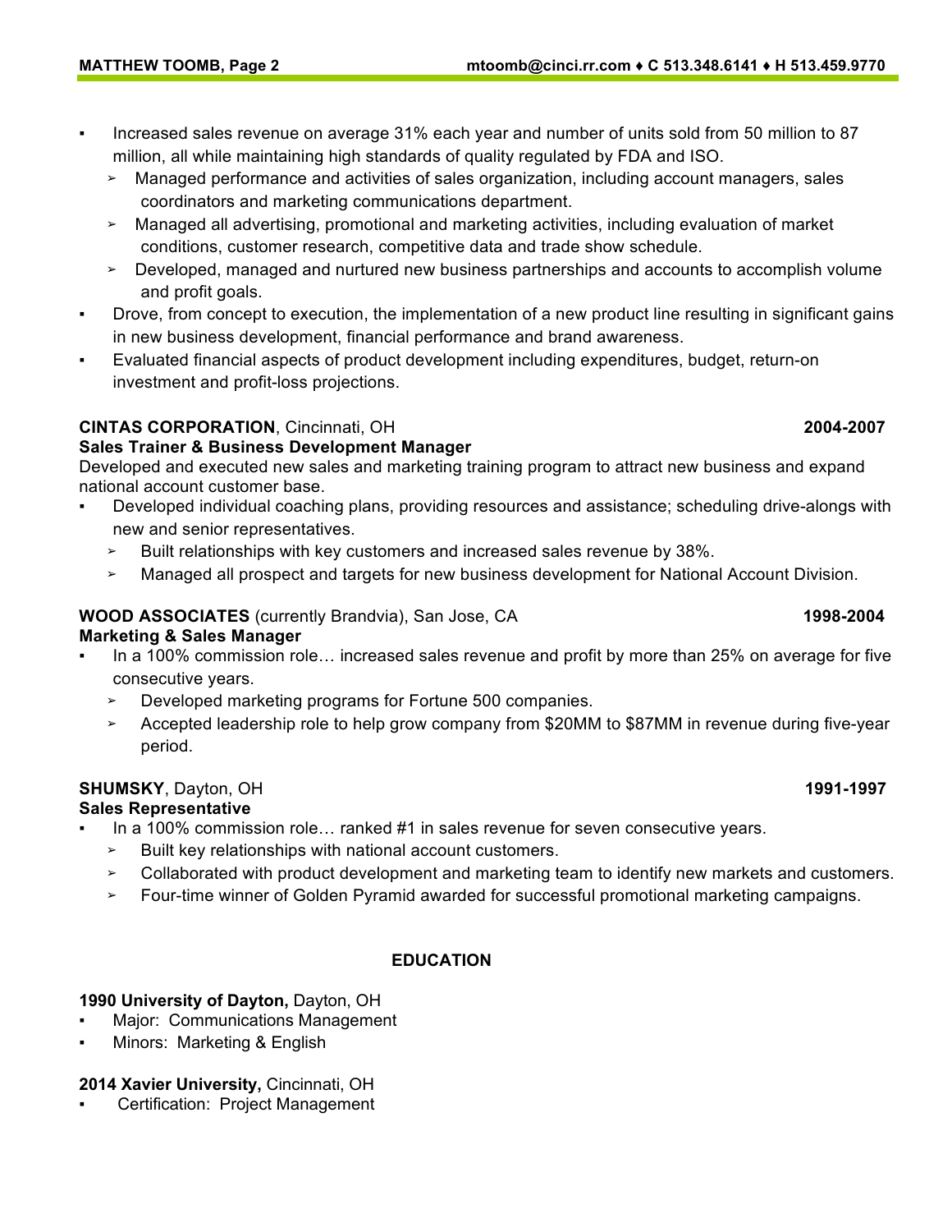- Increased sales revenue on average 31% each year and number of units sold from 50 million to 87 million, all while maintaining high standards of quality regulated by FDA and ISO.
  - Managed performance and activities of sales organization, including account managers, sales coordinators and marketing communications department.
  - Managed all advertising, promotional and marketing activities, including evaluation of market conditions, customer research, competitive data and trade show schedule.
  - Developed, managed and nurtured new business partnerships and accounts to accomplish volume and profit goals.
- Drove, from concept to execution, the implementation of a new product line resulting in significant gains in new business development, financial performance and brand awareness.
- Evaluated financial aspects of product development including expenditures, budget, return-on investment and profit-loss projections.

**CINTAS CORPORATION**, Cincinnati, OH **2004-2007**
**Sales Trainer & Business Development Manager**
Developed and executed new sales and marketing training program to attract new business and expand national account customer base.

- Developed individual coaching plans, providing resources and assistance; scheduling drive-alongs with new and senior representatives.
  - Built relationships with key customers and increased sales revenue by 38%.
  - Managed all prospect and targets for new business development for National Account Division.

**WOOD ASSOCIATES** (currently Brandvia), San Jose, CA **1998-2004**
**Marketing & Sales Manager**

- In a 100% commission role… increased sales revenue and profit by more than 25% on average for five consecutive years.
  - Developed marketing programs for Fortune 500 companies.
  - Accepted leadership role to help grow company from $20MM to $87MM in revenue during five-year period.

**SHUMSKY**, Dayton, OH **1991-1997**
**Sales Representative**

- In a 100% commission role… ranked #1 in sales revenue for seven consecutive years.
  - Built key relationships with national account customers.
  - Collaborated with product development and marketing team to identify new markets and customers.
  - Four-time winner of Golden Pyramid awarded for successful promotional marketing campaigns.

## EDUCATION

**1990 University of Dayton,** Dayton, OH

- Major: Communications Management
- Minors: Marketing & English

**2014 Xavier University,** Cincinnati, OH

- Certification: Project Management